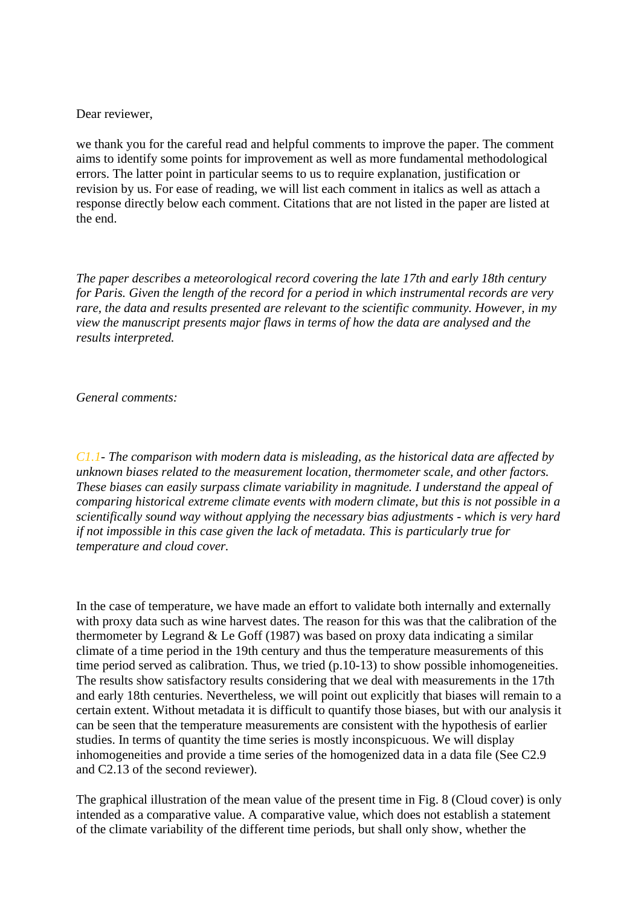Dear reviewer,

we thank you for the careful read and helpful comments to improve the paper. The comment aims to identify some points for improvement as well as more fundamental methodological errors. The latter point in particular seems to us to require explanation, justification or revision by us. For ease of reading, we will list each comment in italics as well as attach a response directly below each comment. Citations that are not listed in the paper are listed at the end.

*The paper describes a meteorological record covering the late 17th and early 18th century for Paris. Given the length of the record for a period in which instrumental records are very rare, the data and results presented are relevant to the scientific community. However, in my view the manuscript presents major flaws in terms of how the data are analysed and the results interpreted.*

*General comments:*

*C1.1- The comparison with modern data is misleading, as the historical data are affected by unknown biases related to the measurement location, thermometer scale, and other factors. These biases can easily surpass climate variability in magnitude. I understand the appeal of comparing historical extreme climate events with modern climate, but this is not possible in a scientifically sound way without applying the necessary bias adjustments - which is very hard if not impossible in this case given the lack of metadata. This is particularly true for temperature and cloud cover.*

In the case of temperature, we have made an effort to validate both internally and externally with proxy data such as wine harvest dates. The reason for this was that the calibration of the thermometer by Legrand & Le Goff (1987) was based on proxy data indicating a similar climate of a time period in the 19th century and thus the temperature measurements of this time period served as calibration. Thus, we tried (p.10-13) to show possible inhomogeneities. The results show satisfactory results considering that we deal with measurements in the 17th and early 18th centuries. Nevertheless, we will point out explicitly that biases will remain to a certain extent. Without metadata it is difficult to quantify those biases, but with our analysis it can be seen that the temperature measurements are consistent with the hypothesis of earlier studies. In terms of quantity the time series is mostly inconspicuous. We will display inhomogeneities and provide a time series of the homogenized data in a data file (See C2.9 and C2.13 of the second reviewer).

The graphical illustration of the mean value of the present time in Fig. 8 (Cloud cover) is only intended as a comparative value. A comparative value, which does not establish a statement of the climate variability of the different time periods, but shall only show, whether the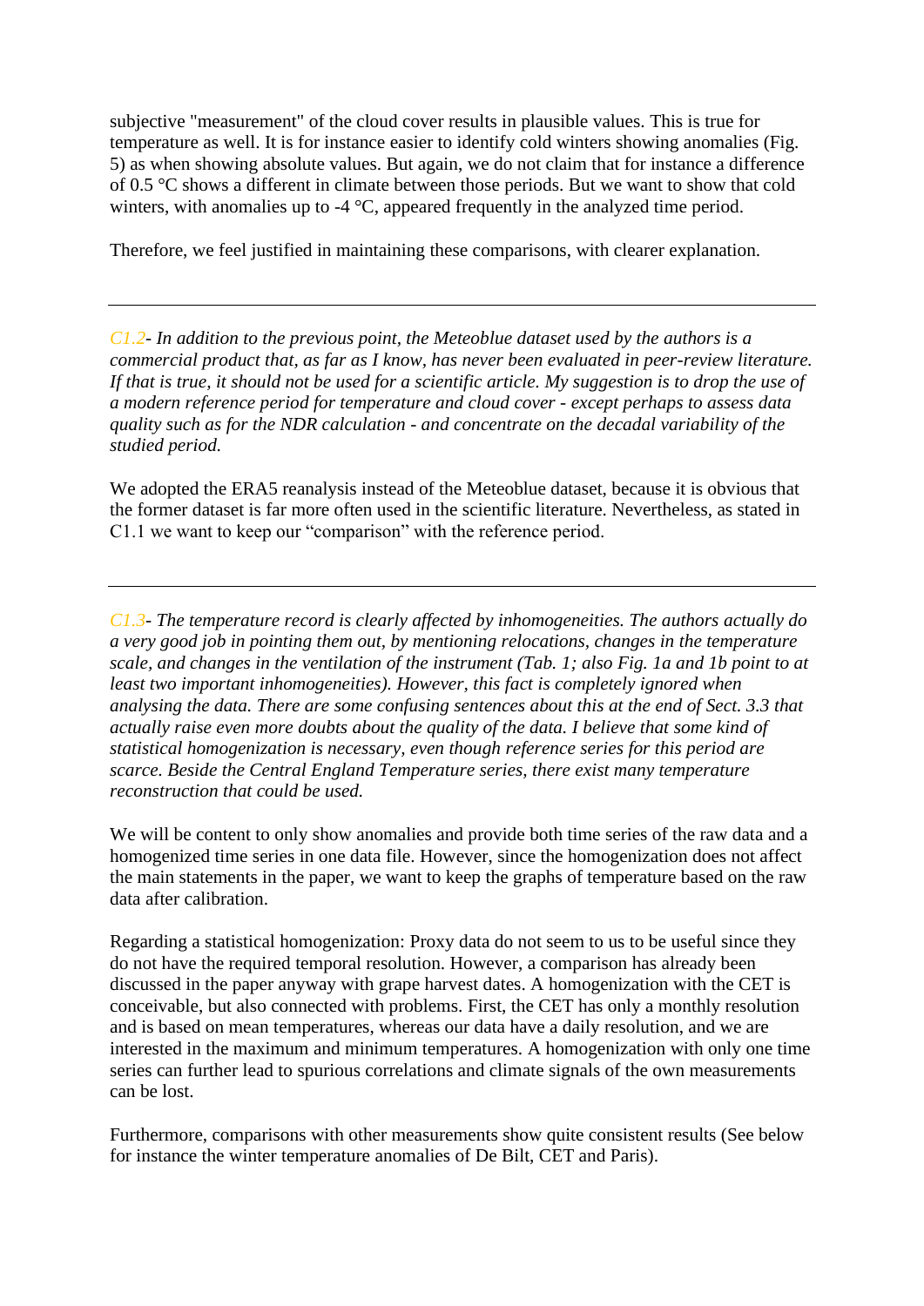subjective "measurement" of the cloud cover results in plausible values. This is true for temperature as well. It is for instance easier to identify cold winters showing anomalies (Fig. 5) as when showing absolute values. But again, we do not claim that for instance a difference of 0.5 °C shows a different in climate between those periods. But we want to show that cold winters, with anomalies up to -4 °C, appeared frequently in the analyzed time period.

Therefore, we feel justified in maintaining these comparisons, with clearer explanation.

---

*C1.2- In addition to the previous point, the Meteoblue dataset used by the authors is a commercial product that, as far as I know, has never been evaluated in peer-review literature. If that is true, it should not be used for a scientific article. My suggestion is to drop the use of a modern reference period for temperature and cloud cover - except perhaps to assess data quality such as for the NDR calculation - and concentrate on the decadal variability of the studied period.*

We adopted the ERA5 reanalysis instead of the Meteoblue dataset, because it is obvious that the former dataset is far more often used in the scientific literature. Nevertheless, as stated in C1.1 we want to keep our "comparison" with the reference period.

---

*C1.3- The temperature record is clearly affected by inhomogeneities. The authors actually do a very good job in pointing them out, by mentioning relocations, changes in the temperature scale, and changes in the ventilation of the instrument (Tab. 1; also Fig. 1a and 1b point to at least two important inhomogeneities). However, this fact is completely ignored when analysing the data. There are some confusing sentences about this at the end of Sect. 3.3 that actually raise even more doubts about the quality of the data. I believe that some kind of statistical homogenization is necessary, even though reference series for this period are scarce. Beside the Central England Temperature series, there exist many temperature reconstruction that could be used.*

We will be content to only show anomalies and provide both time series of the raw data and a homogenized time series in one data file. However, since the homogenization does not affect the main statements in the paper, we want to keep the graphs of temperature based on the raw data after calibration.

Regarding a statistical homogenization: Proxy data do not seem to us to be useful since they do not have the required temporal resolution. However, a comparison has already been discussed in the paper anyway with grape harvest dates. A homogenization with the CET is conceivable, but also connected with problems. First, the CET has only a monthly resolution and is based on mean temperatures, whereas our data have a daily resolution, and we are interested in the maximum and minimum temperatures. A homogenization with only one time series can further lead to spurious correlations and climate signals of the own measurements can be lost.

Furthermore, comparisons with other measurements show quite consistent results (See below for instance the winter temperature anomalies of De Bilt, CET and Paris).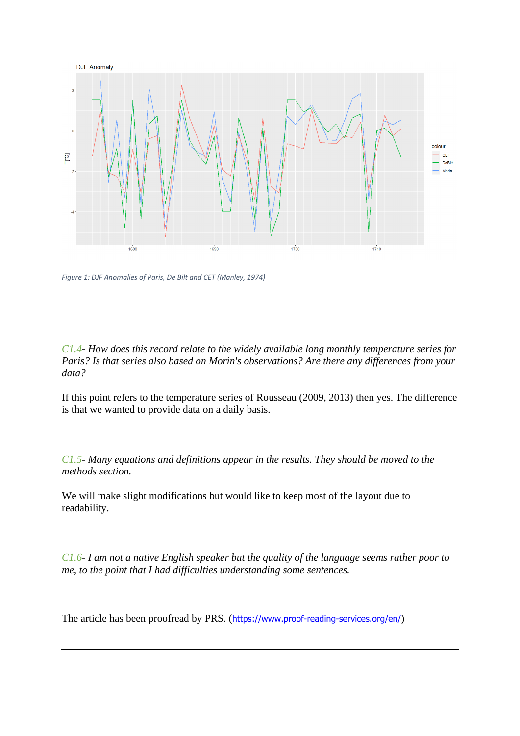Figure 1: DJF Anomalies of Paris, De Bilt and CET (Manley, 1974)

*C1.4- How does this record relate to the widely available long monthly temperature series for Paris? Is that series also based on Morin's observations? Are there any differences from your data?*

If this point refers to the temperature series of Rousseau (2009, 2013) then yes. The difference is that we wanted to provide data on a daily basis.

---

*C1.5- Many equations and definitions appear in the results. They should be moved to the methods section.*

We will make slight modifications but would like to keep most of the layout due to readability.

---

*C1.6- I am not a native English speaker but the quality of the language seems rather poor to me, to the point that I had difficulties understanding some sentences.*

The article has been proofread by PRS. (https://www.proof-reading-services.org/en/)

---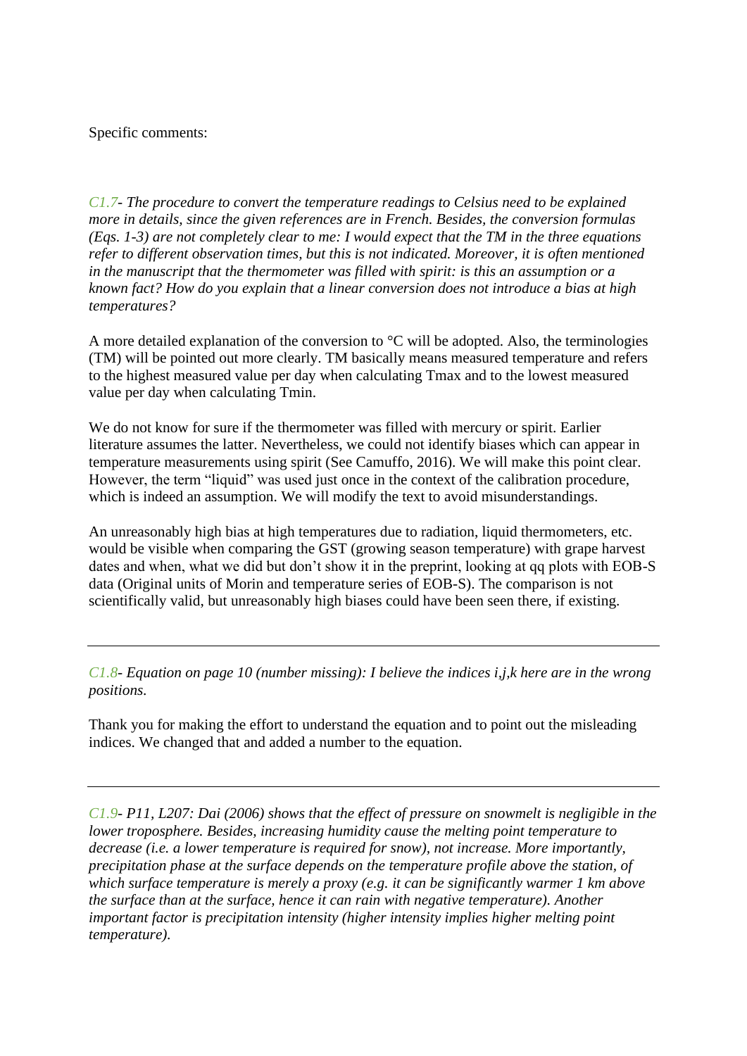Specific comments:

*C1.7- The procedure to convert the temperature readings to Celsius need to be explained more in details, since the given references are in French. Besides, the conversion formulas (Eqs. 1-3) are not completely clear to me: I would expect that the TM in the three equations refer to different observation times, but this is not indicated. Moreover, it is often mentioned in the manuscript that the thermometer was filled with spirit: is this an assumption or a known fact? How do you explain that a linear conversion does not introduce a bias at high temperatures?*

A more detailed explanation of the conversion to °C will be adopted. Also, the terminologies (TM) will be pointed out more clearly. TM basically means measured temperature and refers to the highest measured value per day when calculating Tmax and to the lowest measured value per day when calculating Tmin.

We do not know for sure if the thermometer was filled with mercury or spirit. Earlier literature assumes the latter. Nevertheless, we could not identify biases which can appear in temperature measurements using spirit (See Camuffo, 2016). We will make this point clear. However, the term "liquid" was used just once in the context of the calibration procedure, which is indeed an assumption. We will modify the text to avoid misunderstandings.

An unreasonably high bias at high temperatures due to radiation, liquid thermometers, etc. would be visible when comparing the GST (growing season temperature) with grape harvest dates and when, what we did but don't show it in the preprint, looking at qq plots with EOB-S data (Original units of Morin and temperature series of EOB-S). The comparison is not scientifically valid, but unreasonably high biases could have been seen there, if existing.

---

*C1.8- Equation on page 10 (number missing): I believe the indices i,j,k here are in the wrong positions.*

Thank you for making the effort to understand the equation and to point out the misleading indices. We changed that and added a number to the equation.

---

*C1.9- P11, L207: Dai (2006) shows that the effect of pressure on snowmelt is negligible in the lower troposphere. Besides, increasing humidity cause the melting point temperature to decrease (i.e. a lower temperature is required for snow), not increase. More importantly, precipitation phase at the surface depends on the temperature profile above the station, of which surface temperature is merely a proxy (e.g. it can be significantly warmer 1 km above the surface than at the surface, hence it can rain with negative temperature). Another important factor is precipitation intensity (higher intensity implies higher melting point temperature).*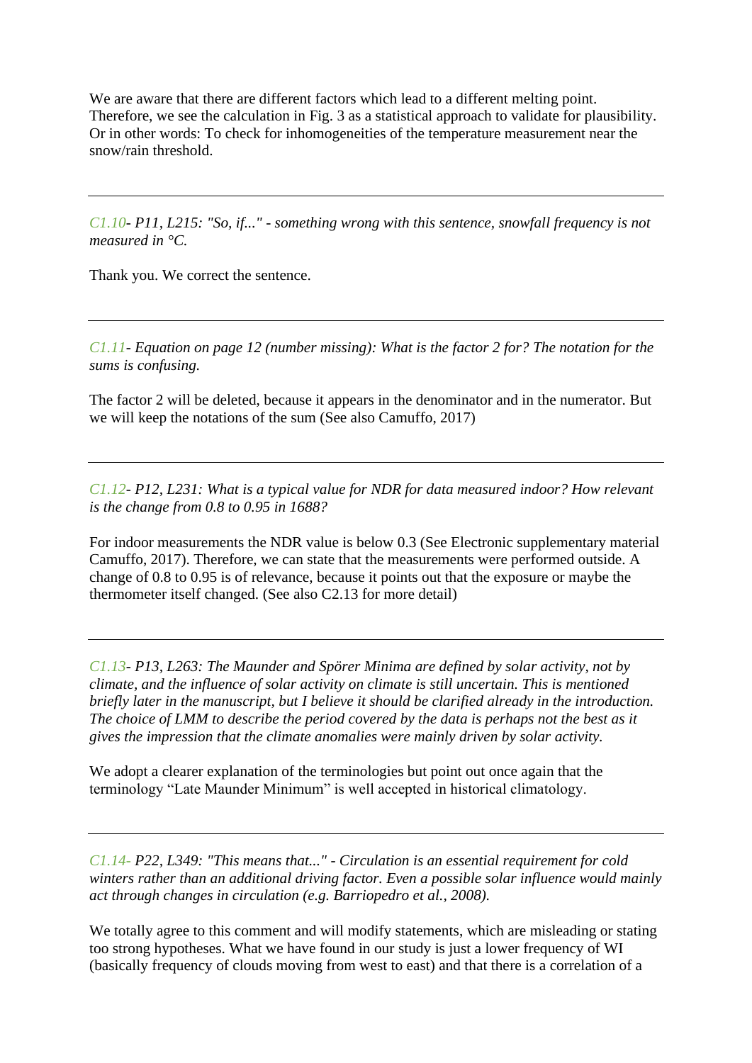We are aware that there are different factors which lead to a different melting point. Therefore, we see the calculation in Fig. 3 as a statistical approach to validate for plausibility. Or in other words: To check for inhomogeneities of the temperature measurement near the snow/rain threshold.

---

*C1.10- P11, L215: "So, if..." - something wrong with this sentence, snowfall frequency is not measured in °C.*

Thank you. We correct the sentence.

---

*C1.11- Equation on page 12 (number missing): What is the factor 2 for? The notation for the sums is confusing.*

The factor 2 will be deleted, because it appears in the denominator and in the numerator. But we will keep the notations of the sum (See also Camuffo, 2017)

---

*C1.12- P12, L231: What is a typical value for NDR for data measured indoor? How relevant is the change from 0.8 to 0.95 in 1688?*

For indoor measurements the NDR value is below 0.3 (See Electronic supplementary material Camuffo, 2017). Therefore, we can state that the measurements were performed outside. A change of 0.8 to 0.95 is of relevance, because it points out that the exposure or maybe the thermometer itself changed. (See also C2.13 for more detail)

---

*C1.13- P13, L263: The Maunder and Spörer Minima are defined by solar activity, not by climate, and the influence of solar activity on climate is still uncertain. This is mentioned briefly later in the manuscript, but I believe it should be clarified already in the introduction. The choice of LMM to describe the period covered by the data is perhaps not the best as it gives the impression that the climate anomalies were mainly driven by solar activity.*

We adopt a clearer explanation of the terminologies but point out once again that the terminology "Late Maunder Minimum" is well accepted in historical climatology.

---

*C1.14- P22, L349: "This means that..." - Circulation is an essential requirement for cold winters rather than an additional driving factor. Even a possible solar influence would mainly act through changes in circulation (e.g. Barriopedro et al., 2008).*

We totally agree to this comment and will modify statements, which are misleading or stating too strong hypotheses. What we have found in our study is just a lower frequency of WI (basically frequency of clouds moving from west to east) and that there is a correlation of a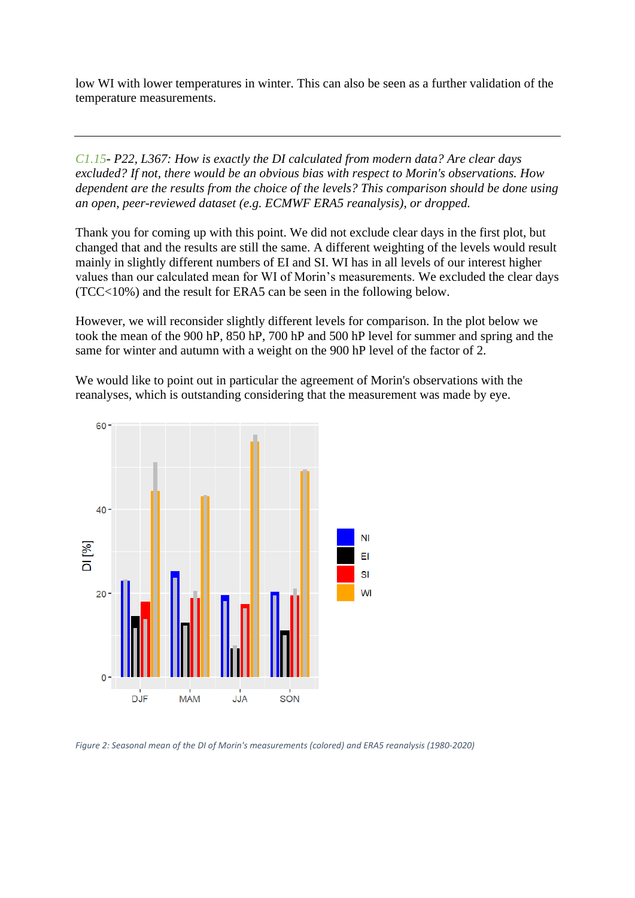low WI with lower temperatures in winter. This can also be seen as a further validation of the temperature measurements.

---

*C1.15- P22, L367: How is exactly the DI calculated from modern data? Are clear days excluded? If not, there would be an obvious bias with respect to Morin's observations. How dependent are the results from the choice of the levels? This comparison should be done using an open, peer-reviewed dataset (e.g. ECMWF ERA5 reanalysis), or dropped.*

Thank you for coming up with this point. We did not exclude clear days in the first plot, but changed that and the results are still the same. A different weighting of the levels would result mainly in slightly different numbers of EI and SI. WI has in all levels of our interest higher values than our calculated mean for WI of Morin's measurements. We excluded the clear days (TCC<10%) and the result for ERA5 can be seen in the following below.

However, we will reconsider slightly different levels for comparison. In the plot below we took the mean of the 900 hP, 850 hP, 700 hP and 500 hP level for summer and spring and the same for winter and autumn with a weight on the 900 hP level of the factor of 2.

We would like to point out in particular the agreement of Morin's observations with the reanalyses, which is outstanding considering that the measurement was made by eye.

*Figure 2: Seasonal mean of the DI of Morin's measurements (colored) and ERA5 reanalysis (1980-2020)*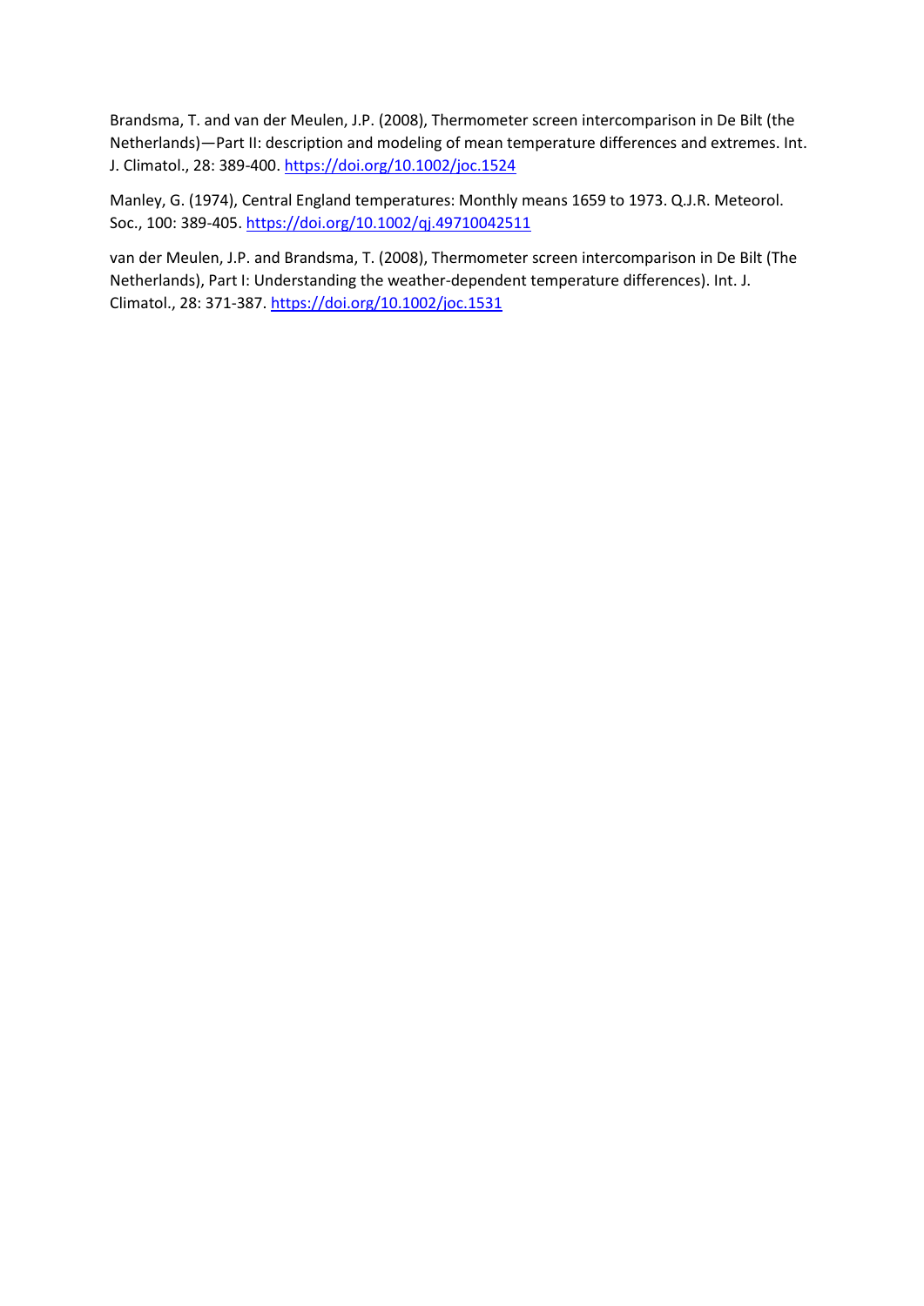Brandsma, T. and van der Meulen, J.P. (2008), Thermometer screen intercomparison in De Bilt (the Netherlands)—Part II: description and modeling of mean temperature differences and extremes. Int. J. Climatol., 28: 389-400. https://doi.org/10.1002/joc.1524

Manley, G. (1974), Central England temperatures: Monthly means 1659 to 1973. Q.J.R. Meteorol. Soc., 100: 389-405. https://doi.org/10.1002/qj.49710042511

van der Meulen, J.P. and Brandsma, T. (2008), Thermometer screen intercomparison in De Bilt (The Netherlands), Part I: Understanding the weather-dependent temperature differences). Int. J. Climatol., 28: 371-387. https://doi.org/10.1002/joc.1531